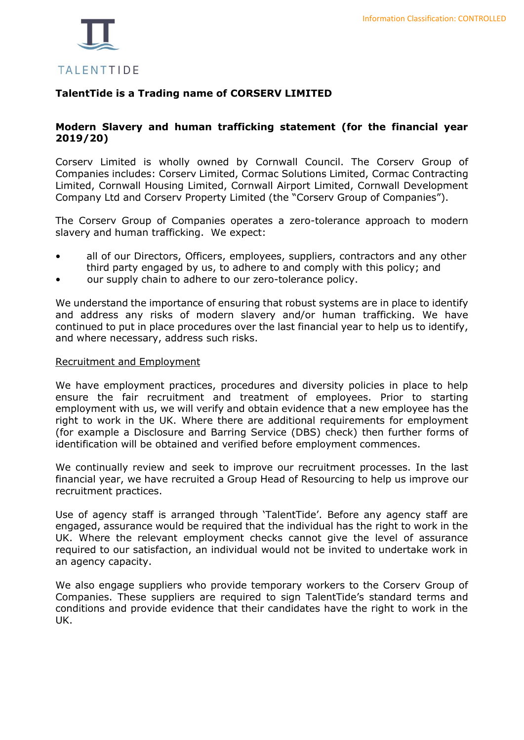TALENTTIDE

**TalentTide is a Trading name of CORSERV LIMITED**

**Modern Slavery and human trafficking statement (for the financial year 2019/20)**

Corserv Limited is wholly owned by Cornwall Council. The Corserv Group of Companies includes: Corserv Limited, Cormac Solutions Limited, Cormac Contracting Limited, Cornwall Housing Limited, Cornwall Airport Limited, Cornwall Development Company Ltd and Corserv Property Limited (the "Corserv Group of Companies").

The Corserv Group of Companies operates a zero-tolerance approach to modern slavery and human trafficking. We expect:

- all of our Directors, Officers, employees, suppliers, contractors and any other third party engaged by us, to adhere to and comply with this policy; and
- our supply chain to adhere to our zero-tolerance policy.

We understand the importance of ensuring that robust systems are in place to identify and address any risks of modern slavery and/or human trafficking. We have continued to put in place procedures over the last financial year to help us to identify, and where necessary, address such risks.

Recruitment and Employment

We have employment practices, procedures and diversity policies in place to help ensure the fair recruitment and treatment of employees. Prior to starting employment with us, we will verify and obtain evidence that a new employee has the right to work in the UK. Where there are additional requirements for employment (for example a Disclosure and Barring Service (DBS) check) then further forms of identification will be obtained and verified before employment commences.

We continually review and seek to improve our recruitment processes. In the last financial year, we have recruited a Group Head of Resourcing to help us improve our recruitment practices.

Use of agency staff is arranged through 'TalentTide'. Before any agency staff are engaged, assurance would be required that the individual has the right to work in the UK. Where the relevant employment checks cannot give the level of assurance required to our satisfaction, an individual would not be invited to undertake work in an agency capacity.

We also engage suppliers who provide temporary workers to the Corserv Group of Companies. These suppliers are required to sign TalentTide's standard terms and conditions and provide evidence that their candidates have the right to work in the UK.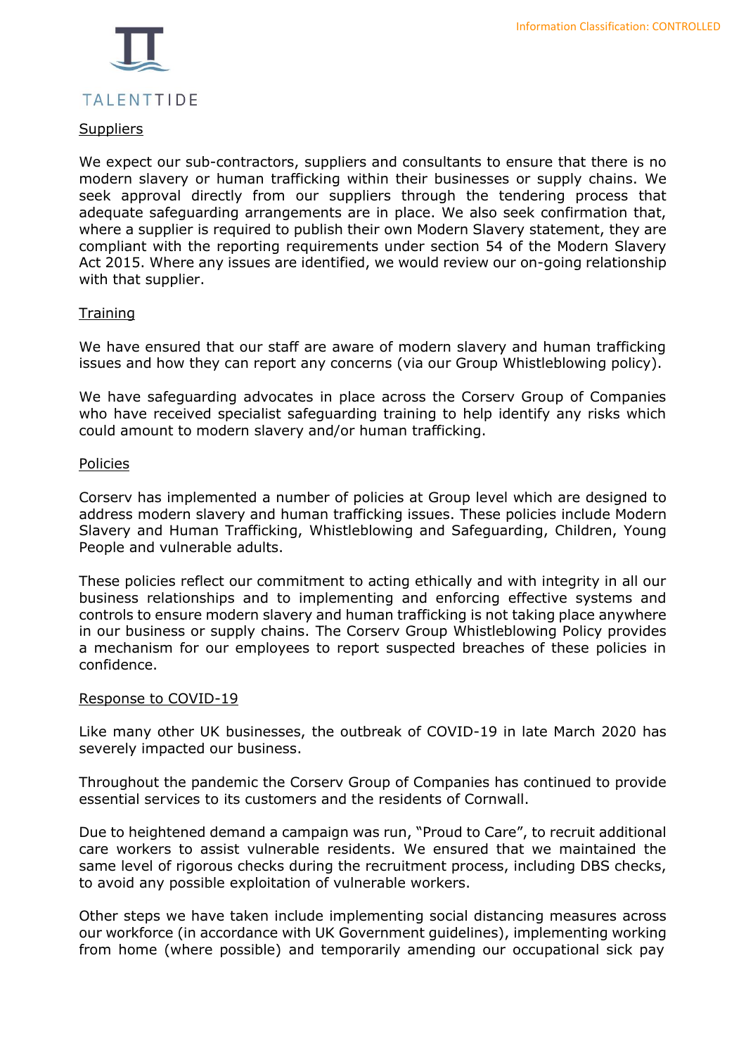Suppliers

We expect our sub-contractors, suppliers and consultants to ensure that there is no modern slavery or human trafficking within their businesses or supply chains. We seek approval directly from our suppliers through the tendering process that adequate safeguarding arrangements are in place. We also seek confirmation that, where a supplier is required to publish their own Modern Slavery statement, they are compliant with the reporting requirements under section 54 of the Modern Slavery Act 2015. Where any issues are identified, we would review our on-going relationship with that supplier.

Training

We have ensured that our staff are aware of modern slavery and human trafficking issues and how they can report any concerns (via our Group Whistleblowing policy).

We have safeguarding advocates in place across the Corserv Group of Companies who have received specialist safeguarding training to help identify any risks which could amount to modern slavery and/or human trafficking.

Policies

Corserv has implemented a number of policies at Group level which are designed to address modern slavery and human trafficking issues. These policies include Modern Slavery and Human Trafficking, Whistleblowing and Safeguarding, Children, Young People and vulnerable adults.

These policies reflect our commitment to acting ethically and with integrity in all our business relationships and to implementing and enforcing effective systems and controls to ensure modern slavery and human trafficking is not taking place anywhere in our business or supply chains. The Corserv Group Whistleblowing Policy provides a mechanism for our employees to report suspected breaches of these policies in confidence.

Response to COVID-19

Like many other UK businesses, the outbreak of COVID-19 in late March 2020 has severely impacted our business.

Throughout the pandemic the Corserv Group of Companies has continued to provide essential services to its customers and the residents of Cornwall.

Due to heightened demand a campaign was run, "Proud to Care", to recruit additional care workers to assist vulnerable residents. We ensured that we maintained the same level of rigorous checks during the recruitment process, including DBS checks, to avoid any possible exploitation of vulnerable workers.

Other steps we have taken include implementing social distancing measures across our workforce (in accordance with UK Government guidelines), implementing working from home (where possible) and temporarily amending our occupational sick pay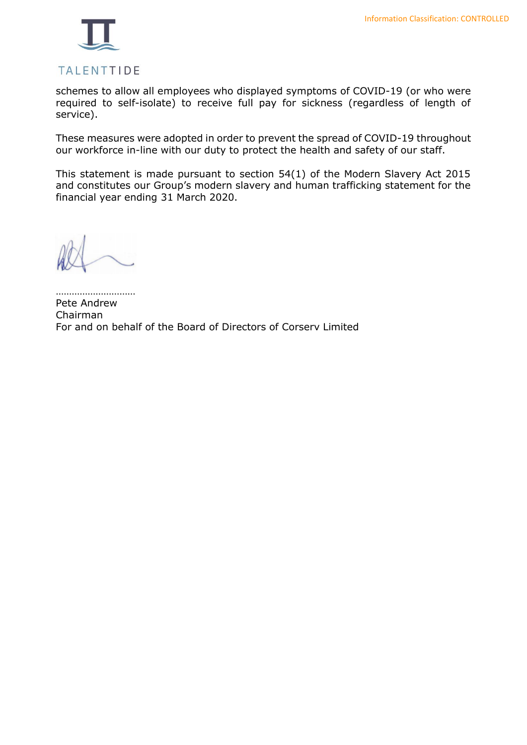schemes to allow all employees who displayed symptoms of COVID-19 (or who were required to self-isolate) to receive full pay for sickness (regardless of length of service).

These measures were adopted in order to prevent the spread of COVID-19 throughout our workforce in-line with our duty to protect the health and safety of our staff.

This statement is made pursuant to section 54(1) of the Modern Slavery Act 2015 and constitutes our Group's modern slavery and human trafficking statement for the financial year ending 31 March 2020.

………………………
Pete Andrew
Chairman
For and on behalf of the Board of Directors of Corserv Limited